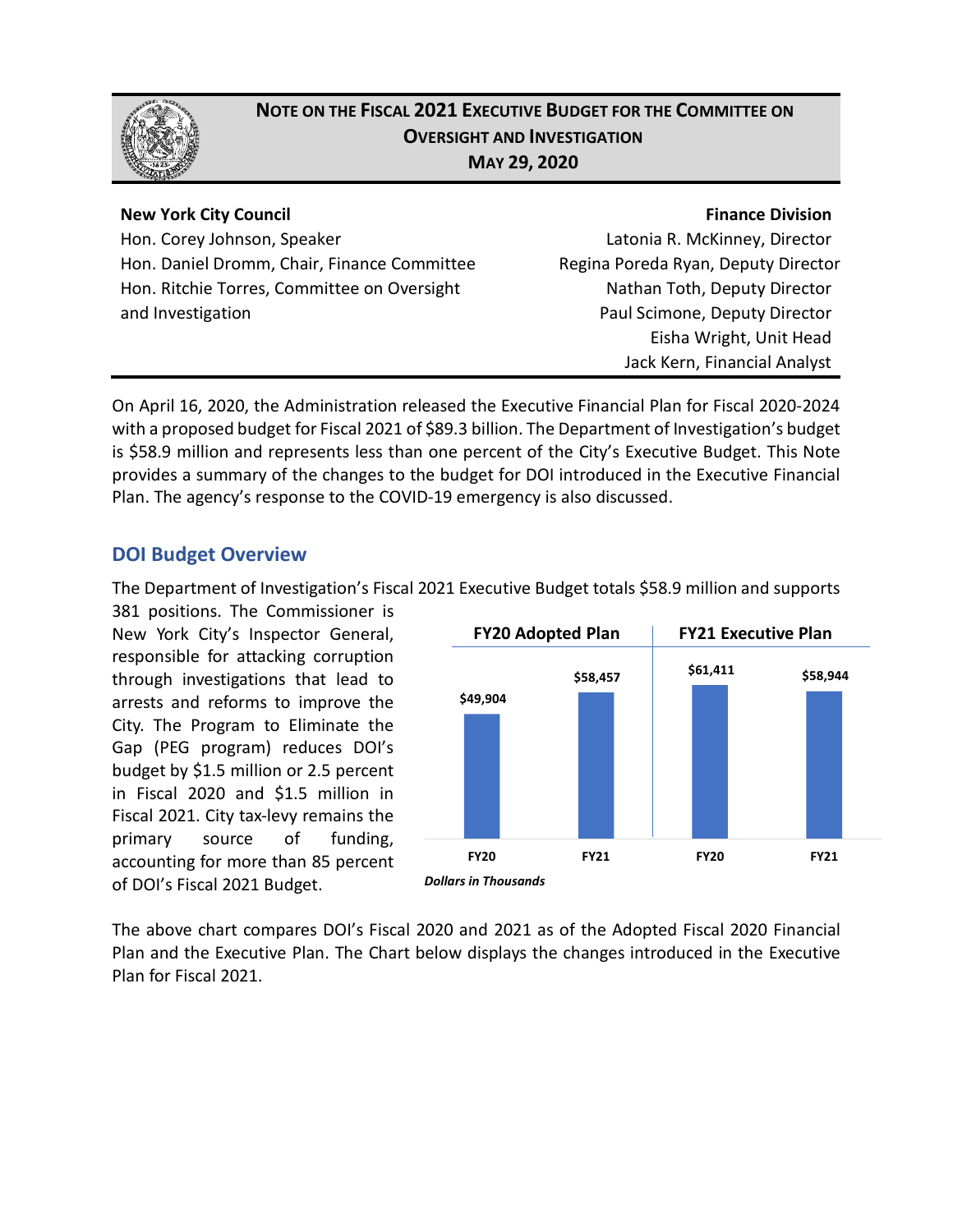# NOTE ON THE FISCAL 2021 EXECUTIVE BUDGET FOR THE COMMITTEE ON OVERSIGHT AND INVESTIGATION

**MAY 29, 2020**

**New York City Council**
Hon. Corey Johnson, Speaker
Hon. Daniel Dromm, Chair, Finance Committee
Hon. Ritchie Torres, Committee on Oversight and Investigation

**Finance Division**
Latonia R. McKinney, Director
Regina Poreda Ryan, Deputy Director
Nathan Toth, Deputy Director
Paul Scimone, Deputy Director
Eisha Wright, Unit Head
Jack Kern, Financial Analyst

On April 16, 2020, the Administration released the Executive Financial Plan for Fiscal 2020-2024 with a proposed budget for Fiscal 2021 of $89.3 billion. The Department of Investigation's budget is $58.9 million and represents less than one percent of the City's Executive Budget. This Note provides a summary of the changes to the budget for DOI introduced in the Executive Financial Plan. The agency's response to the COVID-19 emergency is also discussed.

## DOI Budget Overview

The Department of Investigation's Fiscal 2021 Executive Budget totals $58.9 million and supports 381 positions. The Commissioner is New York City's Inspector General, responsible for attacking corruption through investigations that lead to arrests and reforms to improve the City. The Program to Eliminate the Gap (PEG program) reduces DOI's budget by $1.5 million or 2.5 percent in Fiscal 2020 and $1.5 million in Fiscal 2021. City tax-levy remains the primary source of funding, accounting for more than 85 percent of DOI's Fiscal 2021 Budget.

| | FY20 Adopted Plan | | FY21 Executive Plan | |
|---|---|---|---|---|
| | FY20 | FY21 | FY20 | FY21 |
| | $49,904 | $58,457 | $61,411 | $58,944 |

*Dollars in Thousands*

The above chart compares DOI's Fiscal 2020 and 2021 as of the Adopted Fiscal 2020 Financial Plan and the Executive Plan. The Chart below displays the changes introduced in the Executive Plan for Fiscal 2021.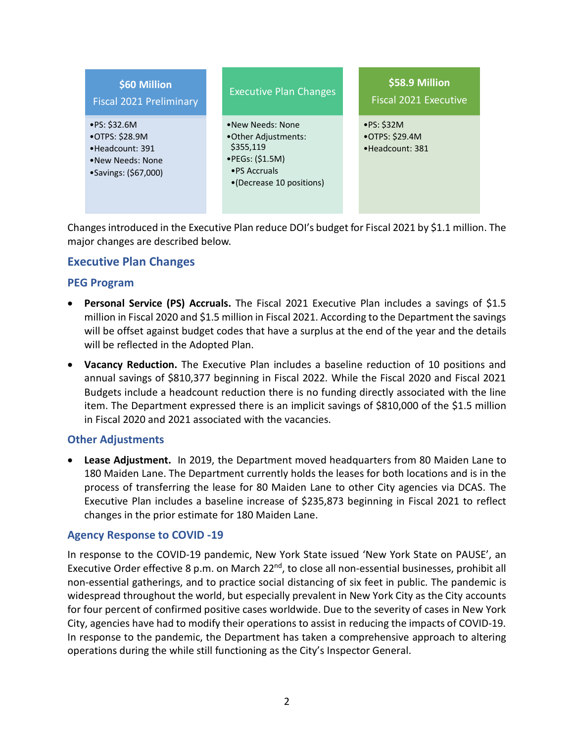| **$60 Million**<br>Fiscal 2021 Preliminary | Executive Plan Changes | **$58.9 Million**<br>Fiscal 2021 Executive |
| --- | --- | --- |
| •PS: $32.6M<br>•OTPS: $28.9M<br>•Headcount: 391<br>•New Needs: None<br>•Savings: ($67,000) | •New Needs: None<br>•Other Adjustments: $355,119<br>•PEGs: ($1.5M)<br>•PS Accruals<br>•(Decrease 10 positions) | •PS: $32M<br>•OTPS: $29.4M<br>•Headcount: 381 |

Changes introduced in the Executive Plan reduce DOI's budget for Fiscal 2021 by $1.1 million. The major changes are described below.

## Executive Plan Changes

### PEG Program

- **Personal Service (PS) Accruals.** The Fiscal 2021 Executive Plan includes a savings of $1.5 million in Fiscal 2020 and $1.5 million in Fiscal 2021. According to the Department the savings will be offset against budget codes that have a surplus at the end of the year and the details will be reflected in the Adopted Plan.
- **Vacancy Reduction.** The Executive Plan includes a baseline reduction of 10 positions and annual savings of $810,377 beginning in Fiscal 2022. While the Fiscal 2020 and Fiscal 2021 Budgets include a headcount reduction there is no funding directly associated with the line item. The Department expressed there is an implicit savings of $810,000 of the $1.5 million in Fiscal 2020 and 2021 associated with the vacancies.

### Other Adjustments

- **Lease Adjustment.** In 2019, the Department moved headquarters from 80 Maiden Lane to 180 Maiden Lane. The Department currently holds the leases for both locations and is in the process of transferring the lease for 80 Maiden Lane to other City agencies via DCAS. The Executive Plan includes a baseline increase of $235,873 beginning in Fiscal 2021 to reflect changes in the prior estimate for 180 Maiden Lane.

### Agency Response to COVID -19

In response to the COVID-19 pandemic, New York State issued 'New York State on PAUSE', an Executive Order effective 8 p.m. on March 22nd, to close all non-essential businesses, prohibit all non-essential gatherings, and to practice social distancing of six feet in public. The pandemic is widespread throughout the world, but especially prevalent in New York City as the City accounts for four percent of confirmed positive cases worldwide. Due to the severity of cases in New York City, agencies have had to modify their operations to assist in reducing the impacts of COVID-19. In response to the pandemic, the Department has taken a comprehensive approach to altering operations during the while still functioning as the City's Inspector General.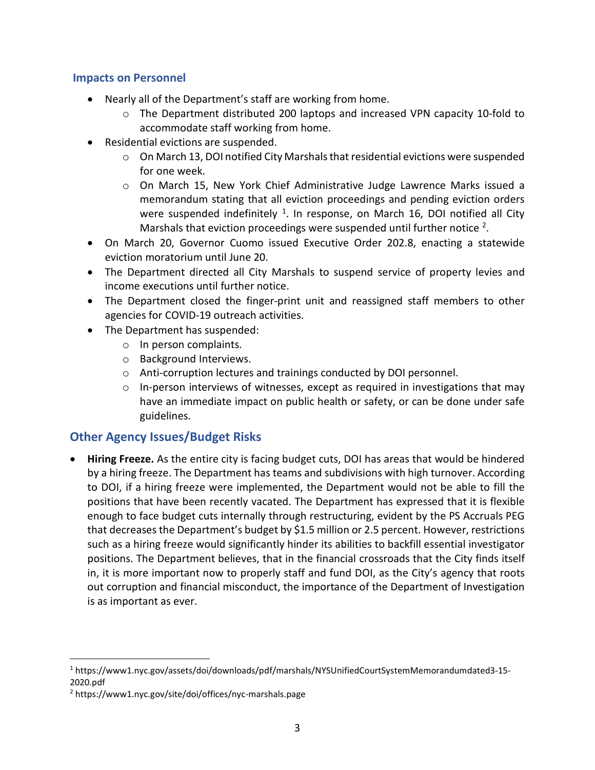## Impacts on Personnel

- Nearly all of the Department's staff are working from home.
  - The Department distributed 200 laptops and increased VPN capacity 10-fold to accommodate staff working from home.
- Residential evictions are suspended.
  - On March 13, DOI notified City Marshals that residential evictions were suspended for one week.
  - On March 15, New York Chief Administrative Judge Lawrence Marks issued a memorandum stating that all eviction proceedings and pending eviction orders were suspended indefinitely [1]. In response, on March 16, DOI notified all City Marshals that eviction proceedings were suspended until further notice [2].
- On March 20, Governor Cuomo issued Executive Order 202.8, enacting a statewide eviction moratorium until June 20.
- The Department directed all City Marshals to suspend service of property levies and income executions until further notice.
- The Department closed the finger-print unit and reassigned staff members to other agencies for COVID-19 outreach activities.
- The Department has suspended:
  - In person complaints.
  - Background Interviews.
  - Anti-corruption lectures and trainings conducted by DOI personnel.
  - In-person interviews of witnesses, except as required in investigations that may have an immediate impact on public health or safety, or can be done under safe guidelines.

## Other Agency Issues/Budget Risks

- **Hiring Freeze.** As the entire city is facing budget cuts, DOI has areas that would be hindered by a hiring freeze. The Department has teams and subdivisions with high turnover. According to DOI, if a hiring freeze were implemented, the Department would not be able to fill the positions that have been recently vacated. The Department has expressed that it is flexible enough to face budget cuts internally through restructuring, evident by the PS Accruals PEG that decreases the Department's budget by $1.5 million or 2.5 percent. However, restrictions such as a hiring freeze would significantly hinder its abilities to backfill essential investigator positions. The Department believes, that in the financial crossroads that the City finds itself in, it is more important now to properly staff and fund DOI, as the City's agency that roots out corruption and financial misconduct, the importance of the Department of Investigation is as important as ever.

---

[1] https://www1.nyc.gov/assets/doi/downloads/pdf/marshals/NYSUnifiedCourtSystemMemorandumdated3-15-2020.pdf

[2] https://www1.nyc.gov/site/doi/offices/nyc-marshals.page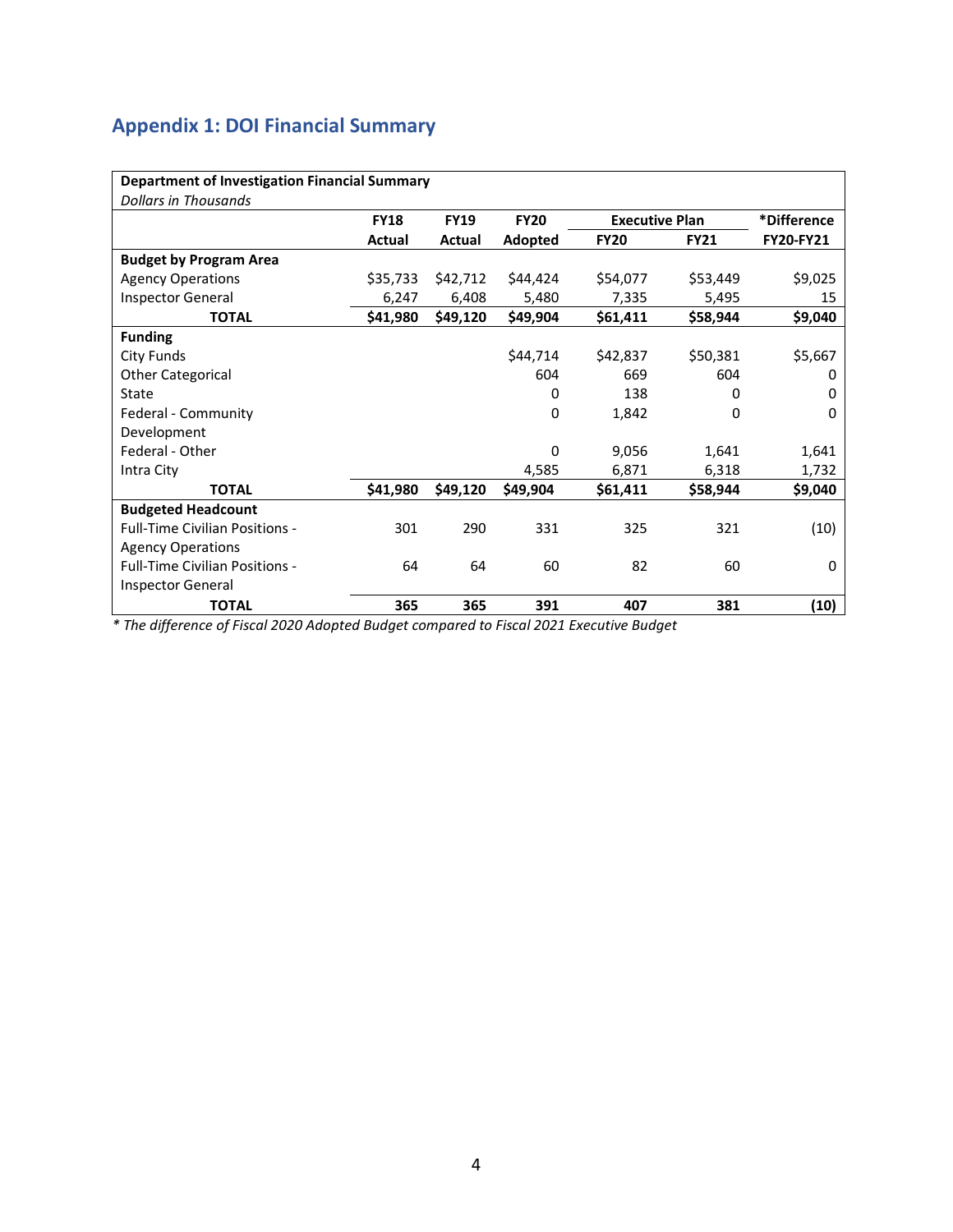## Appendix 1: DOI Financial Summary

| Department of Investigation Financial Summary | | | | | | |
|---|---|---|---|---|---|---|
| *Dollars in Thousands* | | | | | | |
| | **FY18** | **FY19** | **FY20** | **Executive Plan** | | ***Difference** |
| | **Actual** | **Actual** | **Adopted** | **FY20** | **FY21** | **FY20-FY21** |
| **Budget by Program Area** | | | | | | |
| Agency Operations | $35,733 | $42,712 | $44,424 | $54,077 | $53,449 | $9,025 |
| Inspector General | 6,247 | 6,408 | 5,480 | 7,335 | 5,495 | 15 |
| **TOTAL** | **$41,980** | **$49,120** | **$49,904** | **$61,411** | **$58,944** | **$9,040** |
| **Funding** | | | | | | |
| City Funds | | | $44,714 | $42,837 | $50,381 | $5,667 |
| Other Categorical | | | 604 | 669 | 604 | 0 |
| State | | | 0 | 138 | 0 | 0 |
| Federal - Community Development | | | 0 | 1,842 | 0 | 0 |
| Federal - Other | | | 0 | 9,056 | 1,641 | 1,641 |
| Intra City | | | 4,585 | 6,871 | 6,318 | 1,732 |
| **TOTAL** | **$41,980** | **$49,120** | **$49,904** | **$61,411** | **$58,944** | **$9,040** |
| **Budgeted Headcount** | | | | | | |
| Full-Time Civilian Positions - Agency Operations | 301 | 290 | 331 | 325 | 321 | (10) |
| Full-Time Civilian Positions - Inspector General | 64 | 64 | 60 | 82 | 60 | 0 |
| **TOTAL** | **365** | **365** | **391** | **407** | **381** | **(10)** |

*\* The difference of Fiscal 2020 Adopted Budget compared to Fiscal 2021 Executive Budget*